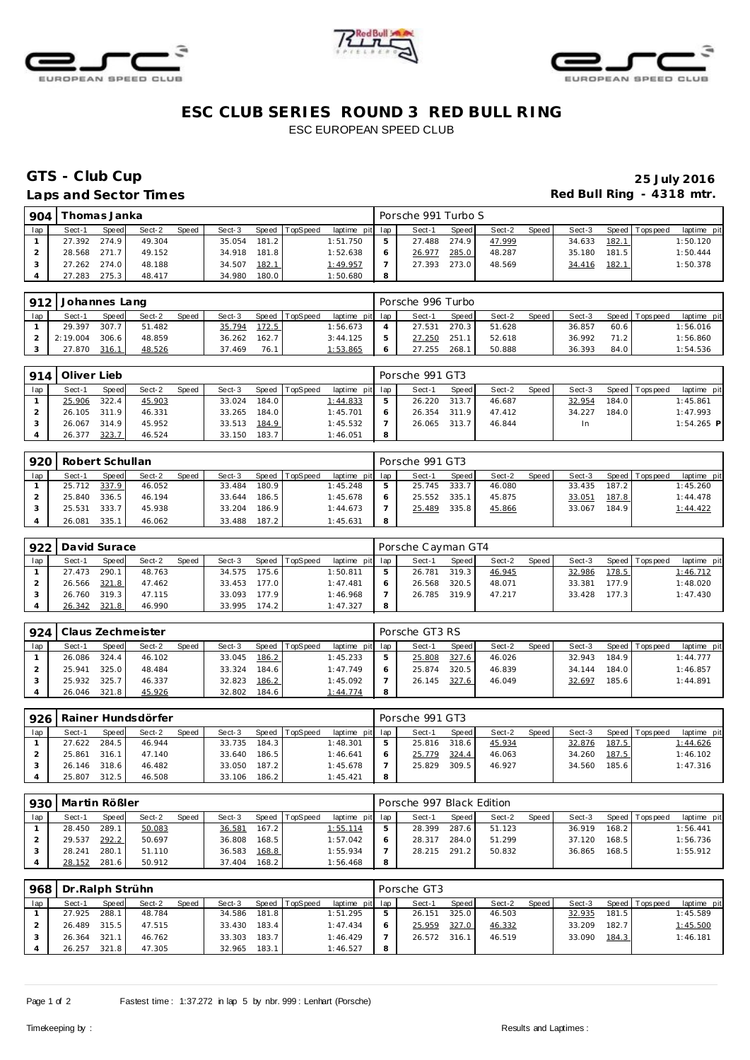# ESC CLUB SERIES ROUND 3 RED BULL RING

ESC EUROPEAN SPEED CLUB

## GTS - Club Cup

**Laps and Sector Times**

**25 July 2016**

**Red Bull Ring - 4318 mtr.**

| 904 | Thomas Janka | | | | | | | | | Porsche 991 Turbo S | | | | | | | |
|---|---|---|---|---|---|---|---|---|---|---|---|---|---|---|---|---|---|
| lap | Sect-1 | Speed | Sect-2 | Speed | Sect-3 | Speed | TopSpeed | laptime pit | lap | Sect-1 | Speed | Sect-2 | Speed | Sect-3 | Speed | Topspeed | laptime pit |
| 1 | 27.392 | 274.9 | 49.304 | | 35.054 | 181.2 | | 1:51.750 | 5 | 27.488 | 274.9 | 47.999 | | 34.633 | 182.1 | | 1:50.120 |
| 2 | 28.568 | 271.7 | 49.152 | | 34.918 | 181.8 | | 1:52.638 | 6 | 26.977 | 285.0 | 48.287 | | 35.180 | 181.5 | | 1:50.444 |
| 3 | 27.262 | 274.0 | 48.188 | | 34.507 | 182.1 | | 1:49.957 | 7 | 27.393 | 273.0 | 48.569 | | 34.416 | 182.1 | | 1:50.378 |
| 4 | 27.283 | 275.3 | 48.417 | | 34.980 | 180.0 | | 1:50.680 | 8 | | | | | | | | |

| 912 | Johannes Lang | | | | | | | | | Porsche 996 Turbo | | | | | | | |
|---|---|---|---|---|---|---|---|---|---|---|---|---|---|---|---|---|---|
| lap | Sect-1 | Speed | Sect-2 | Speed | Sect-3 | Speed | TopSpeed | laptime pit | lap | Sect-1 | Speed | Sect-2 | Speed | Sect-3 | Speed | Topspeed | laptime pit |
| 1 | 29.397 | 307.7 | 51.482 | | 35.794 | 172.5 | | 1:56.673 | 4 | 27.531 | 270.3 | 51.628 | | 36.857 | 60.6 | | 1:56.016 |
| 2 | 2:19.004 | 306.6 | 48.859 | | 36.262 | 162.7 | | 3:44.125 | 5 | 27.250 | 251.1 | 52.618 | | 36.992 | 71.2 | | 1:56.860 |
| 3 | 27.870 | 316.1 | 48.526 | | 37.469 | 76.1 | | 1:53.865 | 6 | 27.255 | 268.1 | 50.888 | | 36.393 | 84.0 | | 1:54.536 |

| 914 | Oliver Lieb | | | | | | | | | Porsche 991 GT3 | | | | | | | |
|---|---|---|---|---|---|---|---|---|---|---|---|---|---|---|---|---|---|
| lap | Sect-1 | Speed | Sect-2 | Speed | Sect-3 | Speed | TopSpeed | laptime pit | lap | Sect-1 | Speed | Sect-2 | Speed | Sect-3 | Speed | Topspeed | laptime pit |
| 1 | 25.906 | 322.4 | 45.903 | | 33.024 | 184.0 | | 1:44.833 | 5 | 26.220 | 313.7 | 46.687 | | 32.954 | 184.0 | | 1:45.861 |
| 2 | 26.105 | 311.9 | 46.331 | | 33.265 | 184.0 | | 1:45.701 | 6 | 26.354 | 311.9 | 47.412 | | 34.227 | 184.0 | | 1:47.993 |
| 3 | 26.067 | 314.9 | 45.952 | | 33.513 | 184.9 | | 1:45.532 | 7 | 26.065 | 313.7 | 46.844 | | In | | | 1:54.265 P |
| 4 | 26.377 | 323.7 | 46.524 | | 33.150 | 183.7 | | 1:46.051 | 8 | | | | | | | | |

| 920 | Robert Schullan | | | | | | | | | Porsche 991 GT3 | | | | | | | |
|---|---|---|---|---|---|---|---|---|---|---|---|---|---|---|---|---|---|
| lap | Sect-1 | Speed | Sect-2 | Speed | Sect-3 | Speed | TopSpeed | laptime pit | lap | Sect-1 | Speed | Sect-2 | Speed | Sect-3 | Speed | Topspeed | laptime pit |
| 1 | 25.712 | 337.9 | 46.052 | | 33.484 | 180.9 | | 1:45.248 | 5 | 25.745 | 333.7 | 46.080 | | 33.435 | 187.2 | | 1:45.260 |
| 2 | 25.840 | 336.5 | 46.194 | | 33.644 | 186.5 | | 1:45.678 | 6 | 25.552 | 335.1 | 45.875 | | 33.051 | 187.8 | | 1:44.478 |
| 3 | 25.531 | 333.7 | 45.938 | | 33.204 | 186.9 | | 1:44.673 | 7 | 25.489 | 335.8 | 45.866 | | 33.067 | 184.9 | | 1:44.422 |
| 4 | 26.081 | 335.1 | 46.062 | | 33.488 | 187.2 | | 1:45.631 | 8 | | | | | | | | |

| 922 | David Surace | | | | | | | | | Porsche Cayman GT4 | | | | | | | |
|---|---|---|---|---|---|---|---|---|---|---|---|---|---|---|---|---|---|
| lap | Sect-1 | Speed | Sect-2 | Speed | Sect-3 | Speed | TopSpeed | laptime pit | lap | Sect-1 | Speed | Sect-2 | Speed | Sect-3 | Speed | Topspeed | laptime pit |
| 1 | 27.473 | 290.1 | 48.763 | | 34.575 | 175.6 | | 1:50.811 | 5 | 26.781 | 319.3 | 46.945 | | 32.986 | 178.5 | | 1:46.712 |
| 2 | 26.566 | 321.8 | 47.462 | | 33.453 | 177.0 | | 1:47.481 | 6 | 26.568 | 320.5 | 48.071 | | 33.381 | 177.9 | | 1:48.020 |
| 3 | 26.760 | 319.3 | 47.115 | | 33.093 | 177.9 | | 1:46.968 | 7 | 26.785 | 319.9 | 47.217 | | 33.428 | 177.3 | | 1:47.430 |
| 4 | 26.342 | 321.8 | 46.990 | | 33.995 | 174.2 | | 1:47.327 | 8 | | | | | | | | |

| 924 | Claus Zechmeister | | | | | | | | | Porsche GT3 RS | | | | | | | |
|---|---|---|---|---|---|---|---|---|---|---|---|---|---|---|---|---|---|
| lap | Sect-1 | Speed | Sect-2 | Speed | Sect-3 | Speed | TopSpeed | laptime pit | lap | Sect-1 | Speed | Sect-2 | Speed | Sect-3 | Speed | Topspeed | laptime pit |
| 1 | 26.086 | 324.4 | 46.102 | | 33.045 | 186.2 | | 1:45.233 | 5 | 25.808 | 327.6 | 46.026 | | 32.943 | 184.9 | | 1:44.777 |
| 2 | 25.941 | 325.0 | 48.484 | | 33.324 | 184.6 | | 1:47.749 | 6 | 25.874 | 320.5 | 46.839 | | 34.144 | 184.0 | | 1:46.857 |
| 3 | 25.932 | 325.7 | 46.337 | | 32.823 | 186.2 | | 1:45.092 | 7 | 26.145 | 327.6 | 46.049 | | 32.697 | 185.6 | | 1:44.891 |
| 4 | 26.046 | 321.8 | 45.926 | | 32.802 | 184.6 | | 1:44.774 | 8 | | | | | | | | |

| 926 | Rainer Hundsdörfer | | | | | | | | | Porsche 991 GT3 | | | | | | | |
|---|---|---|---|---|---|---|---|---|---|---|---|---|---|---|---|---|---|
| lap | Sect-1 | Speed | Sect-2 | Speed | Sect-3 | Speed | TopSpeed | laptime pit | lap | Sect-1 | Speed | Sect-2 | Speed | Sect-3 | Speed | Topspeed | laptime pit |
| 1 | 27.622 | 284.5 | 46.944 | | 33.735 | 184.3 | | 1:48.301 | 5 | 25.816 | 318.6 | 45.934 | | 32.876 | 187.5 | | 1:44.626 |
| 2 | 25.861 | 316.1 | 47.140 | | 33.640 | 186.5 | | 1:46.641 | 6 | 25.779 | 324.4 | 46.063 | | 34.260 | 187.5 | | 1:46.102 |
| 3 | 26.146 | 318.6 | 46.482 | | 33.050 | 187.2 | | 1:45.678 | 7 | 25.829 | 309.5 | 46.927 | | 34.560 | 185.6 | | 1:47.316 |
| 4 | 25.807 | 312.5 | 46.508 | | 33.106 | 186.2 | | 1:45.421 | 8 | | | | | | | | |

| 930 | Martin Rößler | | | | | | | | | Porsche 997 Black Edition | | | | | | | |
|---|---|---|---|---|---|---|---|---|---|---|---|---|---|---|---|---|---|
| lap | Sect-1 | Speed | Sect-2 | Speed | Sect-3 | Speed | TopSpeed | laptime pit | lap | Sect-1 | Speed | Sect-2 | Speed | Sect-3 | Speed | Topspeed | laptime pit |
| 1 | 28.450 | 289.1 | 50.083 | | 36.581 | 167.2 | | 1:55.114 | 5 | 28.399 | 287.6 | 51.123 | | 36.919 | 168.2 | | 1:56.441 |
| 2 | 29.537 | 292.2 | 50.697 | | 36.808 | 168.5 | | 1:57.042 | 6 | 28.317 | 284.0 | 51.299 | | 37.120 | 168.5 | | 1:56.736 |
| 3 | 28.241 | 280.1 | 51.110 | | 36.583 | 168.8 | | 1:55.934 | 7 | 28.215 | 291.2 | 50.832 | | 36.865 | 168.5 | | 1:55.912 |
| 4 | 28.152 | 281.6 | 50.912 | | 37.404 | 168.2 | | 1:56.468 | 8 | | | | | | | | |

| 968 | Dr.Ralph Strühn | | | | | | | | | Porsche GT3 | | | | | | | |
|---|---|---|---|---|---|---|---|---|---|---|---|---|---|---|---|---|---|
| lap | Sect-1 | Speed | Sect-2 | Speed | Sect-3 | Speed | TopSpeed | laptime pit | lap | Sect-1 | Speed | Sect-2 | Speed | Sect-3 | Speed | Topspeed | laptime pit |
| 1 | 27.925 | 288.1 | 48.784 | | 34.586 | 181.8 | | 1:51.295 | 5 | 26.151 | 325.0 | 46.503 | | 32.935 | 181.5 | | 1:45.589 |
| 2 | 26.489 | 315.5 | 47.515 | | 33.430 | 183.4 | | 1:47.434 | 6 | 25.959 | 327.0 | 46.332 | | 33.209 | 182.7 | | 1:45.500 |
| 3 | 26.364 | 321.1 | 46.762 | | 33.303 | 183.7 | | 1:46.429 | 7 | 26.572 | 316.1 | 46.519 | | 33.090 | 184.3 | | 1:46.181 |
| 4 | 26.257 | 321.8 | 47.305 | | 32.965 | 183.1 | | 1:46.527 | 8 | | | | | | | | |

Fastest time : 1:37.272 in lap 5 by nbr. 999 : Lenhart (Porsche)

Timekeeping by :

Results and Laptimes :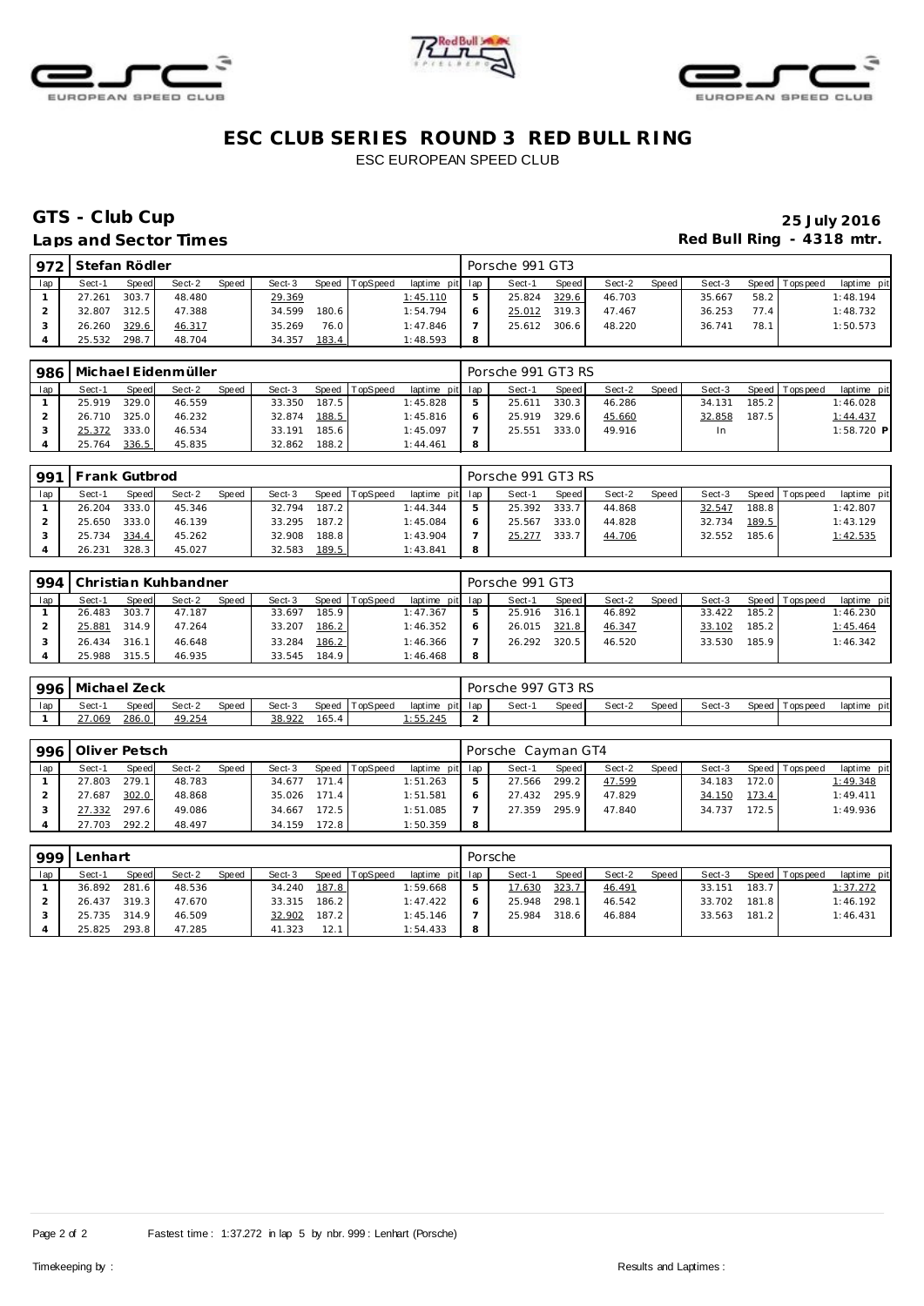# ESC CLUB SERIES ROUND 3 RED BULL RING

ESC EUROPEAN SPEED CLUB

## GTS - Club Cup

**25 July 2016**

### Laps and Sector Times

**Red Bull Ring - 4318 mtr.**

| 972 | Stefan Rödler | | | | | | | | | Porsche 991 GT3 | | | | | | | | |
|---|---|---|---|---|---|---|---|---|---|---|---|---|---|---|---|---|---|---|
| lap | Sect-1 | Speed | Sect-2 | Speed | Sect-3 | Speed | TopSpeed | laptime pit | lap | Sect-1 | Speed | Sect-2 | Speed | Sect-3 | Speed | Topspeed | laptime pit |
| 1 | 27.261 | 303.7 | 48.480 | | 29.369 | | | 1:45.110 | 5 | 25.824 | 329.6 | 46.703 | | 35.667 | 58.2 | | 1:48.194 |
| 2 | 32.807 | 312.5 | 47.388 | | 34.599 | 180.6 | | 1:54.794 | 6 | 25.012 | 319.3 | 47.467 | | 36.253 | 77.4 | | 1:48.732 |
| 3 | 26.260 | 329.6 | 46.317 | | 35.269 | 76.0 | | 1:47.846 | 7 | 25.612 | 306.6 | 48.220 | | 36.741 | 78.1 | | 1:50.573 |
| 4 | 25.532 | 298.7 | 48.704 | | 34.357 | 183.4 | | 1:48.593 | 8 | | | | | | | | |

| 986 | Michael Eidenmüller | | | | | | | | | Porsche 991 GT3 RS | | | | | | | | |
|---|---|---|---|---|---|---|---|---|---|---|---|---|---|---|---|---|---|---|
| lap | Sect-1 | Speed | Sect-2 | Speed | Sect-3 | Speed | TopSpeed | laptime pit | lap | Sect-1 | Speed | Sect-2 | Speed | Sect-3 | Speed | Topspeed | laptime pit |
| 1 | 25.919 | 329.0 | 46.559 | | 33.350 | 187.5 | | 1:45.828 | 5 | 25.611 | 330.3 | 46.286 | | 34.131 | 185.2 | | 1:46.028 |
| 2 | 26.710 | 325.0 | 46.232 | | 32.874 | 188.5 | | 1:45.816 | 6 | 25.919 | 329.6 | 45.660 | | 32.858 | 187.5 | | 1:44.437 |
| 3 | 25.372 | 333.0 | 46.534 | | 33.191 | 185.6 | | 1:45.097 | 7 | 25.551 | 333.0 | 49.916 | | In | | | 1:58.720 P |
| 4 | 25.764 | 336.5 | 45.835 | | 32.862 | 188.2 | | 1:44.461 | 8 | | | | | | | | |

| 991 | Frank Gutbrod | | | | | | | | | Porsche 991 GT3 RS | | | | | | | | |
|---|---|---|---|---|---|---|---|---|---|---|---|---|---|---|---|---|---|---|
| lap | Sect-1 | Speed | Sect-2 | Speed | Sect-3 | Speed | TopSpeed | laptime pit | lap | Sect-1 | Speed | Sect-2 | Speed | Sect-3 | Speed | Topspeed | laptime pit |
| 1 | 26.204 | 333.0 | 45.346 | | 32.794 | 187.2 | | 1:44.344 | 5 | 25.392 | 333.7 | 44.868 | | 32.547 | 188.8 | | 1:42.807 |
| 2 | 25.650 | 333.0 | 46.139 | | 33.295 | 187.2 | | 1:45.084 | 6 | 25.567 | 333.0 | 44.828 | | 32.734 | 189.5 | | 1:43.129 |
| 3 | 25.734 | 334.4 | 45.262 | | 32.908 | 188.8 | | 1:43.904 | 7 | 25.277 | 333.7 | 44.706 | | 32.552 | 185.6 | | 1:42.535 |
| 4 | 26.231 | 328.3 | 45.027 | | 32.583 | 189.5 | | 1:43.841 | 8 | | | | | | | | |

| 994 | Christian Kuhbandner | | | | | | | | | Porsche 991 GT3 | | | | | | | | |
|---|---|---|---|---|---|---|---|---|---|---|---|---|---|---|---|---|---|---|
| lap | Sect-1 | Speed | Sect-2 | Speed | Sect-3 | Speed | TopSpeed | laptime pit | lap | Sect-1 | Speed | Sect-2 | Speed | Sect-3 | Speed | Topspeed | laptime pit |
| 1 | 26.483 | 303.7 | 47.187 | | 33.697 | 185.9 | | 1:47.367 | 5 | 25.916 | 316.1 | 46.892 | | 33.422 | 185.2 | | 1:46.230 |
| 2 | 25.881 | 314.9 | 47.264 | | 33.207 | 186.2 | | 1:46.352 | 6 | 26.015 | 321.8 | 46.347 | | 33.102 | 185.2 | | 1:45.464 |
| 3 | 26.434 | 316.1 | 46.648 | | 33.284 | 186.2 | | 1:46.366 | 7 | 26.292 | 320.5 | 46.520 | | 33.530 | 185.9 | | 1:46.342 |
| 4 | 25.988 | 315.5 | 46.935 | | 33.545 | 184.9 | | 1:46.468 | 8 | | | | | | | | |

| 996 | Michael Zeck | | | | | | | | | Porsche 997 GT3 RS | | | | | | | | |
|---|---|---|---|---|---|---|---|---|---|---|---|---|---|---|---|---|---|---|
| lap | Sect-1 | Speed | Sect-2 | Speed | Sect-3 | Speed | TopSpeed | laptime pit | lap | Sect-1 | Speed | Sect-2 | Speed | Sect-3 | Speed | Topspeed | laptime pit |
| 1 | 27.069 | 286.0 | 49.254 | | 38.922 | 165.4 | | 1:55.245 | 2 | | | | | | | | |

| 996 | Oliver Petsch | | | | | | | | | Porsche Cayman GT4 | | | | | | | | |
|---|---|---|---|---|---|---|---|---|---|---|---|---|---|---|---|---|---|---|
| lap | Sect-1 | Speed | Sect-2 | Speed | Sect-3 | Speed | TopSpeed | laptime pit | lap | Sect-1 | Speed | Sect-2 | Speed | Sect-3 | Speed | Topspeed | laptime pit |
| 1 | 27.803 | 279.1 | 48.783 | | 34.677 | 171.4 | | 1:51.263 | 5 | 27.566 | 299.2 | 47.599 | | 34.183 | 172.0 | | 1:49.348 |
| 2 | 27.687 | 302.0 | 48.868 | | 35.026 | 171.4 | | 1:51.581 | 6 | 27.432 | 295.9 | 47.829 | | 34.150 | 173.4 | | 1:49.411 |
| 3 | 27.332 | 297.6 | 49.086 | | 34.667 | 172.5 | | 1:51.085 | 7 | 27.359 | 295.9 | 47.840 | | 34.737 | 172.5 | | 1:49.936 |
| 4 | 27.703 | 292.2 | 48.497 | | 34.159 | 172.8 | | 1:50.359 | 8 | | | | | | | | |

| 999 | Lenhart | | | | | | | | | Porsche | | | | | | | | |
|---|---|---|---|---|---|---|---|---|---|---|---|---|---|---|---|---|---|---|
| lap | Sect-1 | Speed | Sect-2 | Speed | Sect-3 | Speed | TopSpeed | laptime pit | lap | Sect-1 | Speed | Sect-2 | Speed | Sect-3 | Speed | Topspeed | laptime pit |
| 1 | 36.892 | 281.6 | 48.536 | | 34.240 | 187.8 | | 1:59.668 | 5 | 17.630 | 323.7 | 46.491 | | 33.151 | 183.7 | | 1:37.272 |
| 2 | 26.437 | 319.3 | 47.670 | | 33.315 | 186.2 | | 1:47.422 | 6 | 25.948 | 298.1 | 46.542 | | 33.702 | 181.8 | | 1:46.192 |
| 3 | 25.735 | 314.9 | 46.509 | | 32.902 | 187.2 | | 1:45.146 | 7 | 25.984 | 318.6 | 46.884 | | 33.563 | 181.2 | | 1:46.431 |
| 4 | 25.825 | 293.8 | 47.285 | | 41.323 | 12.1 | | 1:54.433 | 8 | | | | | | | | |

Fastest time : 1:37.272 in lap 5 by nbr. 999 : Lenhart (Porsche)

Timekeeping by :

Results and Laptimes :